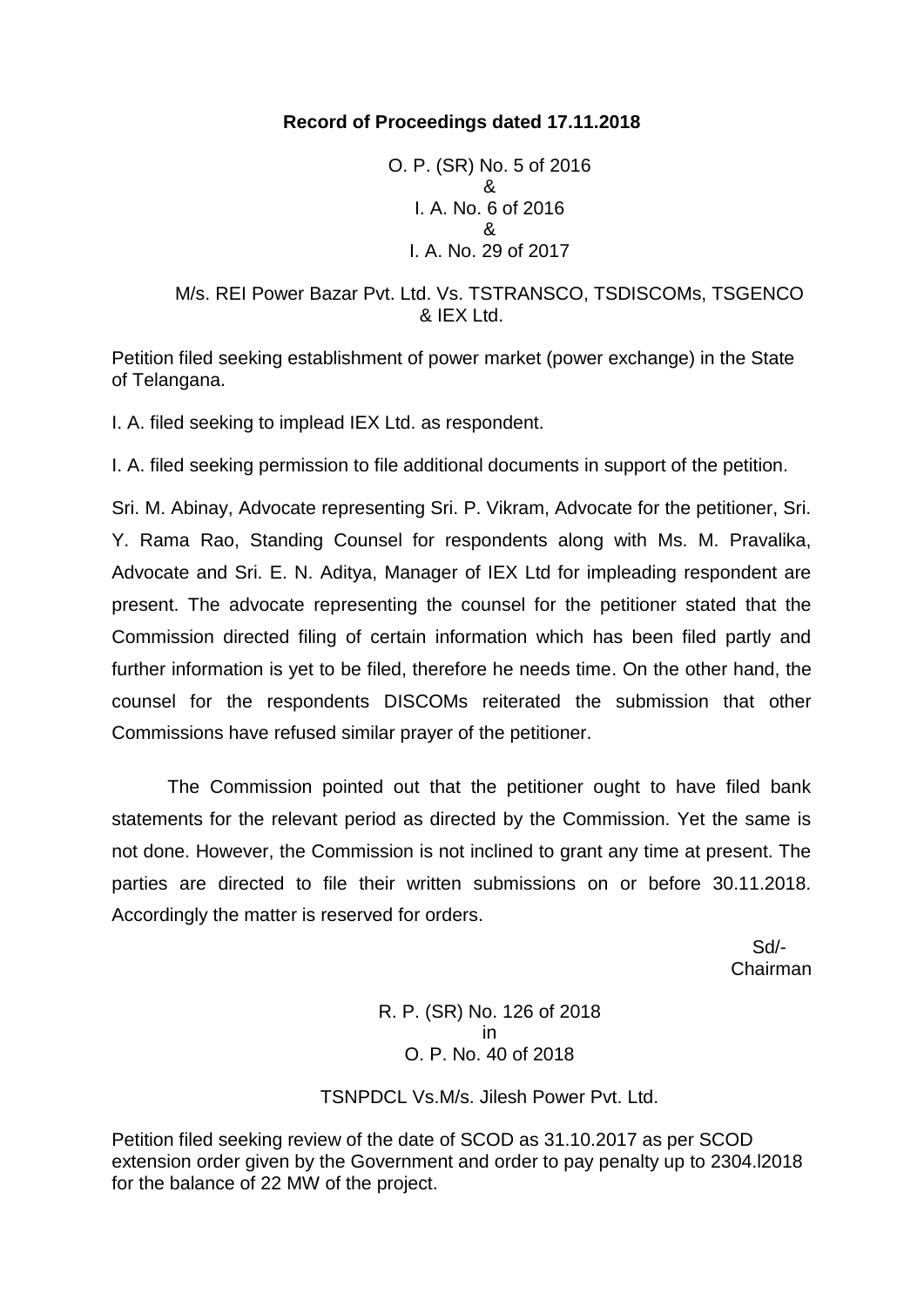**Record of Proceedings dated 17.11.2018**

O. P. (SR) No. 5 of 2016
&
I. A. No. 6 of 2016
&
I. A. No. 29 of 2017

M/s. REI Power Bazar Pvt. Ltd. Vs. TSTRANSCO, TSDISCOMs, TSGENCO & IEX Ltd.

Petition filed seeking establishment of power market (power exchange) in the State of Telangana.

I. A. filed seeking to implead IEX Ltd. as respondent.

I. A. filed seeking permission to file additional documents in support of the petition.

Sri. M. Abinay, Advocate representing Sri. P. Vikram, Advocate for the petitioner, Sri. Y. Rama Rao, Standing Counsel for respondents along with Ms. M. Pravalika, Advocate and Sri. E. N. Aditya, Manager of IEX Ltd for impleading respondent are present. The advocate representing the counsel for the petitioner stated that the Commission directed filing of certain information which has been filed partly and further information is yet to be filed, therefore he needs time. On the other hand, the counsel for the respondents DISCOMs reiterated the submission that other Commissions have refused similar prayer of the petitioner.

The Commission pointed out that the petitioner ought to have filed bank statements for the relevant period as directed by the Commission. Yet the same is not done. However, the Commission is not inclined to grant any time at present. The parties are directed to file their written submissions on or before 30.11.2018. Accordingly the matter is reserved for orders.

Sd/-
Chairman

R. P. (SR) No. 126 of 2018
in
O. P. No. 40 of 2018

TSNPDCL Vs.M/s. Jilesh Power Pvt. Ltd.

Petition filed seeking review of the date of SCOD as 31.10.2017 as per SCOD extension order given by the Government and order to pay penalty up to 2304.l2018 for the balance of 22 MW of the project.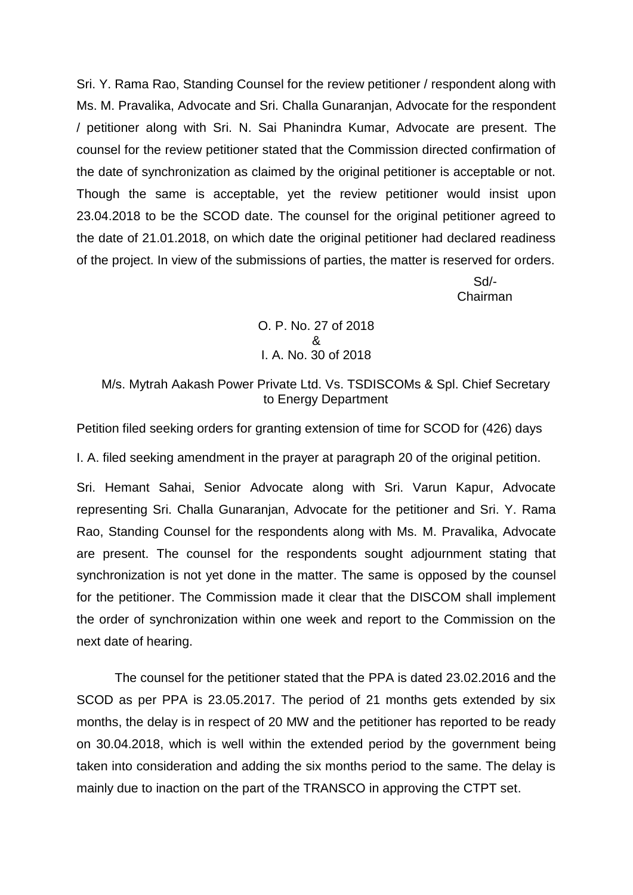Sri. Y. Rama Rao, Standing Counsel for the review petitioner / respondent along with Ms. M. Pravalika, Advocate and Sri. Challa Gunaranjan, Advocate for the respondent / petitioner along with Sri. N. Sai Phanindra Kumar, Advocate are present. The counsel for the review petitioner stated that the Commission directed confirmation of the date of synchronization as claimed by the original petitioner is acceptable or not. Though the same is acceptable, yet the review petitioner would insist upon 23.04.2018 to be the SCOD date. The counsel for the original petitioner agreed to the date of 21.01.2018, on which date the original petitioner had declared readiness of the project. In view of the submissions of parties, the matter is reserved for orders.

Sd/-
Chairman

O. P. No. 27 of 2018
&
I. A. No. 30 of 2018

M/s. Mytrah Aakash Power Private Ltd. Vs. TSDISCOMs & Spl. Chief Secretary to Energy Department

Petition filed seeking orders for granting extension of time for SCOD for (426) days

I. A. filed seeking amendment in the prayer at paragraph 20 of the original petition.

Sri. Hemant Sahai, Senior Advocate along with Sri. Varun Kapur, Advocate representing Sri. Challa Gunaranjan, Advocate for the petitioner and Sri. Y. Rama Rao, Standing Counsel for the respondents along with Ms. M. Pravalika, Advocate are present. The counsel for the respondents sought adjournment stating that synchronization is not yet done in the matter. The same is opposed by the counsel for the petitioner. The Commission made it clear that the DISCOM shall implement the order of synchronization within one week and report to the Commission on the next date of hearing.

The counsel for the petitioner stated that the PPA is dated 23.02.2016 and the SCOD as per PPA is 23.05.2017. The period of 21 months gets extended by six months, the delay is in respect of 20 MW and the petitioner has reported to be ready on 30.04.2018, which is well within the extended period by the government being taken into consideration and adding the six months period to the same. The delay is mainly due to inaction on the part of the TRANSCO in approving the CTPT set.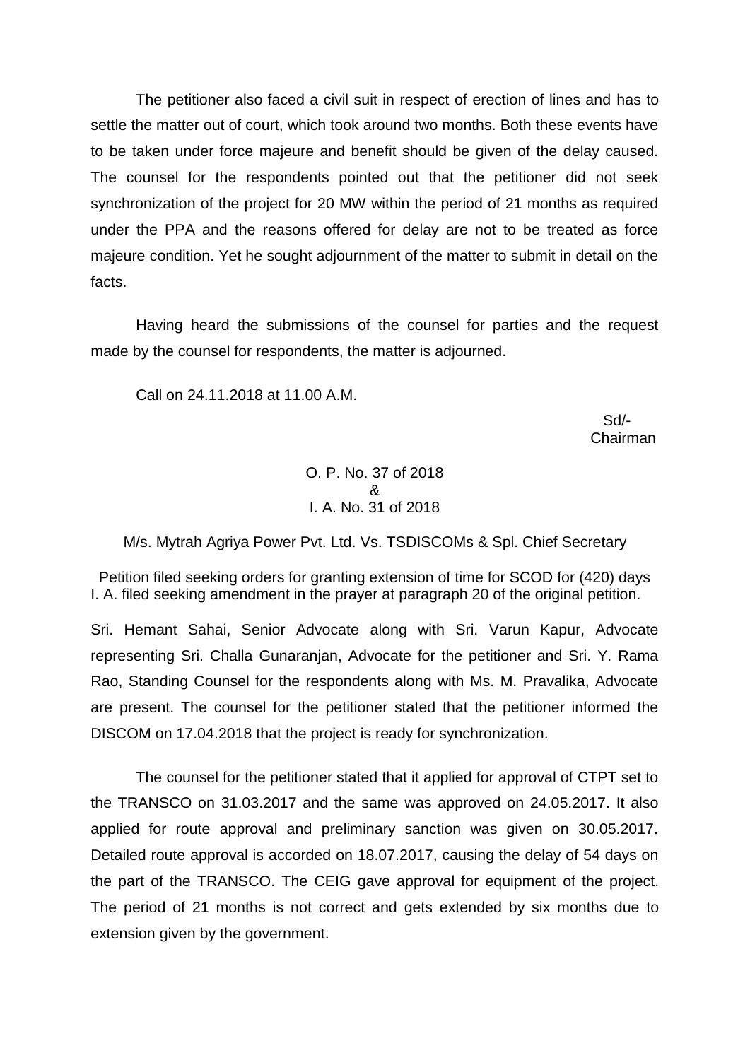The petitioner also faced a civil suit in respect of erection of lines and has to settle the matter out of court, which took around two months. Both these events have to be taken under force majeure and benefit should be given of the delay caused. The counsel for the respondents pointed out that the petitioner did not seek synchronization of the project for 20 MW within the period of 21 months as required under the PPA and the reasons offered for delay are not to be treated as force majeure condition. Yet he sought adjournment of the matter to submit in detail on the facts.

Having heard the submissions of the counsel for parties and the request made by the counsel for respondents, the matter is adjourned.

Call on 24.11.2018 at 11.00 A.M.

Sd/-
Chairman

O. P. No. 37 of 2018
&
I. A. No. 31 of 2018

M/s. Mytrah Agriya Power Pvt. Ltd. Vs. TSDISCOMs & Spl. Chief Secretary

Petition filed seeking orders for granting extension of time for SCOD for (420) days
I. A. filed seeking amendment in the prayer at paragraph 20 of the original petition.

Sri. Hemant Sahai, Senior Advocate along with Sri. Varun Kapur, Advocate representing Sri. Challa Gunaranjan, Advocate for the petitioner and Sri. Y. Rama Rao, Standing Counsel for the respondents along with Ms. M. Pravalika, Advocate are present. The counsel for the petitioner stated that the petitioner informed the DISCOM on 17.04.2018 that the project is ready for synchronization.

The counsel for the petitioner stated that it applied for approval of CTPT set to the TRANSCO on 31.03.2017 and the same was approved on 24.05.2017. It also applied for route approval and preliminary sanction was given on 30.05.2017. Detailed route approval is accorded on 18.07.2017, causing the delay of 54 days on the part of the TRANSCO. The CEIG gave approval for equipment of the project. The period of 21 months is not correct and gets extended by six months due to extension given by the government.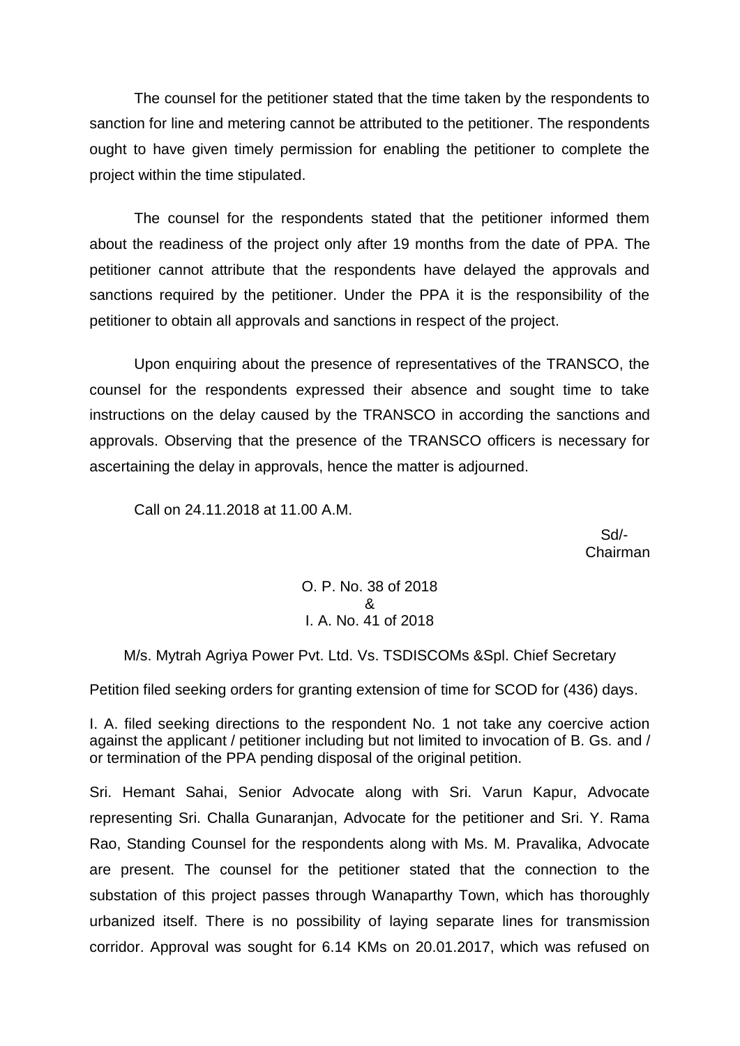The counsel for the petitioner stated that the time taken by the respondents to sanction for line and metering cannot be attributed to the petitioner. The respondents ought to have given timely permission for enabling the petitioner to complete the project within the time stipulated.

The counsel for the respondents stated that the petitioner informed them about the readiness of the project only after 19 months from the date of PPA. The petitioner cannot attribute that the respondents have delayed the approvals and sanctions required by the petitioner. Under the PPA it is the responsibility of the petitioner to obtain all approvals and sanctions in respect of the project.

Upon enquiring about the presence of representatives of the TRANSCO, the counsel for the respondents expressed their absence and sought time to take instructions on the delay caused by the TRANSCO in according the sanctions and approvals. Observing that the presence of the TRANSCO officers is necessary for ascertaining the delay in approvals, hence the matter is adjourned.

Call on 24.11.2018 at 11.00 A.M.

Sd/-
Chairman

O. P. No. 38 of 2018
&
I. A. No. 41 of 2018

M/s. Mytrah Agriya Power Pvt. Ltd. Vs. TSDISCOMs &Spl. Chief Secretary

Petition filed seeking orders for granting extension of time for SCOD for (436) days.

I. A. filed seeking directions to the respondent No. 1 not take any coercive action against the applicant / petitioner including but not limited to invocation of B. Gs. and / or termination of the PPA pending disposal of the original petition.

Sri. Hemant Sahai, Senior Advocate along with Sri. Varun Kapur, Advocate representing Sri. Challa Gunaranjan, Advocate for the petitioner and Sri. Y. Rama Rao, Standing Counsel for the respondents along with Ms. M. Pravalika, Advocate are present. The counsel for the petitioner stated that the connection to the substation of this project passes through Wanaparthy Town, which has thoroughly urbanized itself. There is no possibility of laying separate lines for transmission corridor. Approval was sought for 6.14 KMs on 20.01.2017, which was refused on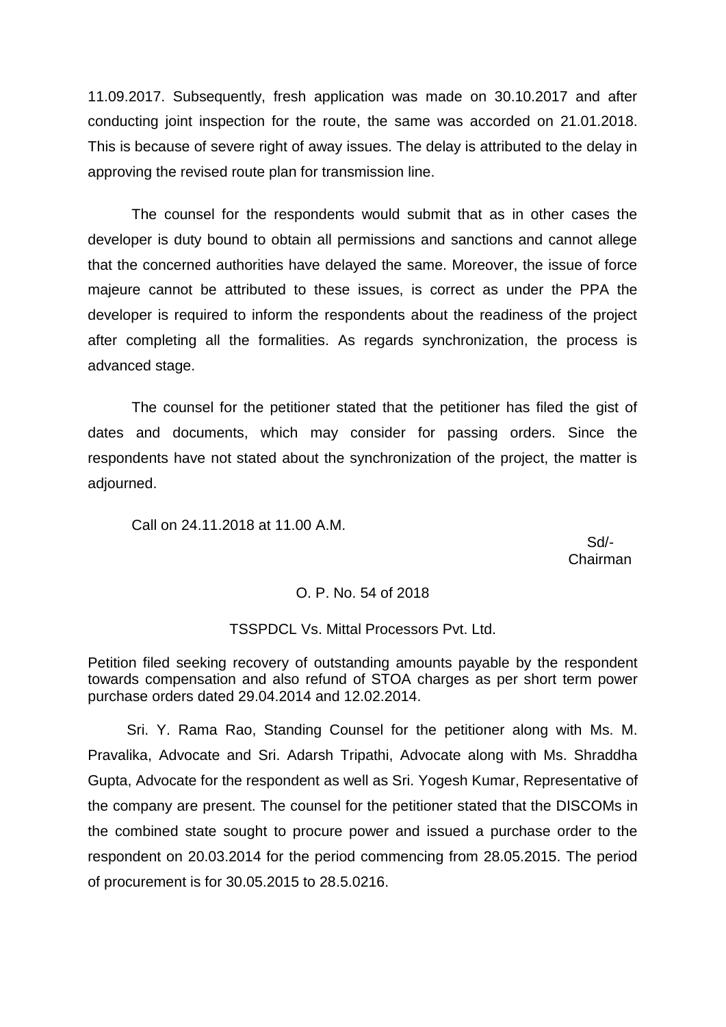11.09.2017. Subsequently, fresh application was made on 30.10.2017 and after conducting joint inspection for the route, the same was accorded on 21.01.2018. This is because of severe right of away issues. The delay is attributed to the delay in approving the revised route plan for transmission line.

The counsel for the respondents would submit that as in other cases the developer is duty bound to obtain all permissions and sanctions and cannot allege that the concerned authorities have delayed the same. Moreover, the issue of force majeure cannot be attributed to these issues, is correct as under the PPA the developer is required to inform the respondents about the readiness of the project after completing all the formalities. As regards synchronization, the process is advanced stage.

The counsel for the petitioner stated that the petitioner has filed the gist of dates and documents, which may consider for passing orders. Since the respondents have not stated about the synchronization of the project, the matter is adjourned.

Call on 24.11.2018 at 11.00 A.M.

Sd/-
Chairman

O. P. No. 54 of 2018

TSSPDCL Vs. Mittal Processors Pvt. Ltd.

Petition filed seeking recovery of outstanding amounts payable by the respondent towards compensation and also refund of STOA charges as per short term power purchase orders dated 29.04.2014 and 12.02.2014.

Sri. Y. Rama Rao, Standing Counsel for the petitioner along with Ms. M. Pravalika, Advocate and Sri. Adarsh Tripathi, Advocate along with Ms. Shraddha Gupta, Advocate for the respondent as well as Sri. Yogesh Kumar, Representative of the company are present. The counsel for the petitioner stated that the DISCOMs in the combined state sought to procure power and issued a purchase order to the respondent on 20.03.2014 for the period commencing from 28.05.2015. The period of procurement is for 30.05.2015 to 28.5.0216.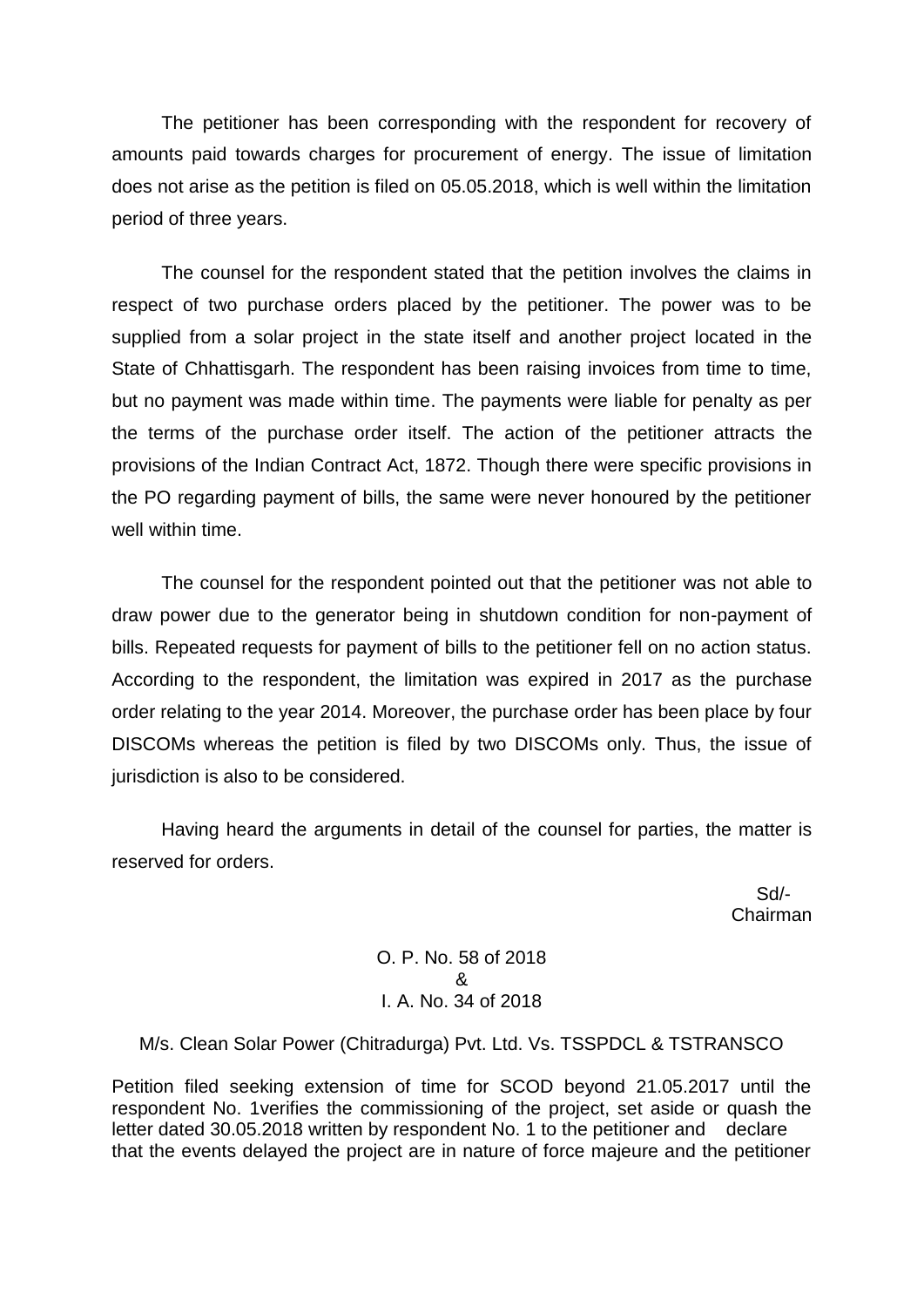The petitioner has been corresponding with the respondent for recovery of amounts paid towards charges for procurement of energy. The issue of limitation does not arise as the petition is filed on 05.05.2018, which is well within the limitation period of three years.

The counsel for the respondent stated that the petition involves the claims in respect of two purchase orders placed by the petitioner. The power was to be supplied from a solar project in the state itself and another project located in the State of Chhattisgarh. The respondent has been raising invoices from time to time, but no payment was made within time. The payments were liable for penalty as per the terms of the purchase order itself. The action of the petitioner attracts the provisions of the Indian Contract Act, 1872. Though there were specific provisions in the PO regarding payment of bills, the same were never honoured by the petitioner well within time.

The counsel for the respondent pointed out that the petitioner was not able to draw power due to the generator being in shutdown condition for non-payment of bills. Repeated requests for payment of bills to the petitioner fell on no action status. According to the respondent, the limitation was expired in 2017 as the purchase order relating to the year 2014. Moreover, the purchase order has been place by four DISCOMs whereas the petition is filed by two DISCOMs only. Thus, the issue of jurisdiction is also to be considered.

Having heard the arguments in detail of the counsel for parties, the matter is reserved for orders.

Sd/-
Chairman

O. P. No. 58 of 2018
&
I. A. No. 34 of 2018

M/s. Clean Solar Power (Chitradurga) Pvt. Ltd. Vs. TSSPDCL & TSTRANSCO

Petition filed seeking extension of time for SCOD beyond 21.05.2017 until the respondent No. 1verifies the commissioning of the project, set aside or quash the letter dated 30.05.2018 written by respondent No. 1 to the petitioner and declare that the events delayed the project are in nature of force majeure and the petitioner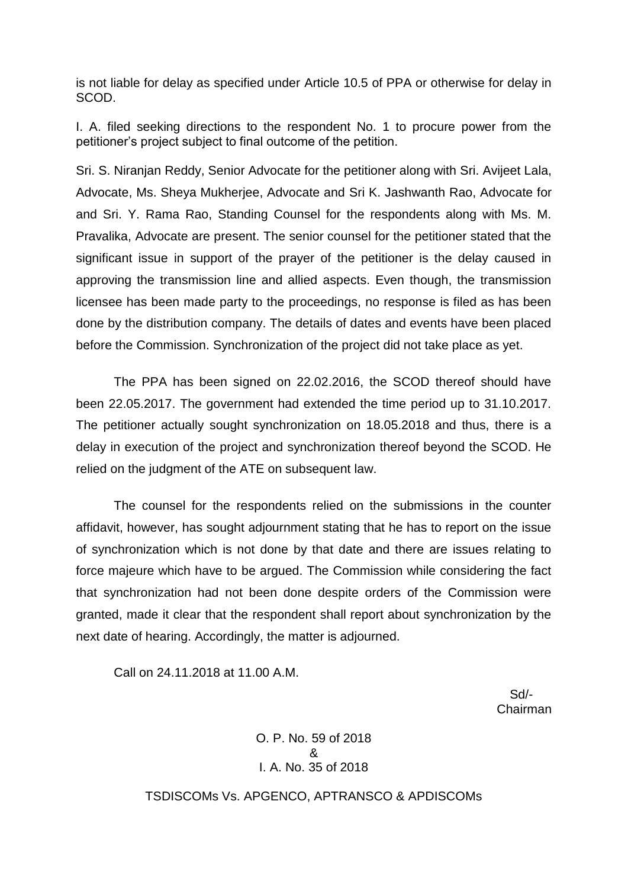is not liable for delay as specified under Article 10.5 of PPA or otherwise for delay in SCOD.

I. A. filed seeking directions to the respondent No. 1 to procure power from the petitioner's project subject to final outcome of the petition.

Sri. S. Niranjan Reddy, Senior Advocate for the petitioner along with Sri. Avijeet Lala, Advocate, Ms. Sheya Mukherjee, Advocate and Sri K. Jashwanth Rao, Advocate for and Sri. Y. Rama Rao, Standing Counsel for the respondents along with Ms. M. Pravalika, Advocate are present. The senior counsel for the petitioner stated that the significant issue in support of the prayer of the petitioner is the delay caused in approving the transmission line and allied aspects. Even though, the transmission licensee has been made party to the proceedings, no response is filed as has been done by the distribution company. The details of dates and events have been placed before the Commission. Synchronization of the project did not take place as yet.

The PPA has been signed on 22.02.2016, the SCOD thereof should have been 22.05.2017. The government had extended the time period up to 31.10.2017. The petitioner actually sought synchronization on 18.05.2018 and thus, there is a delay in execution of the project and synchronization thereof beyond the SCOD. He relied on the judgment of the ATE on subsequent law.

The counsel for the respondents relied on the submissions in the counter affidavit, however, has sought adjournment stating that he has to report on the issue of synchronization which is not done by that date and there are issues relating to force majeure which have to be argued. The Commission while considering the fact that synchronization had not been done despite orders of the Commission were granted, made it clear that the respondent shall report about synchronization by the next date of hearing. Accordingly, the matter is adjourned.

Call on 24.11.2018 at 11.00 A.M.

Sd/-
Chairman

O. P. No. 59 of 2018
&
I. A. No. 35 of 2018

TSDISCOMs Vs. APGENCO, APTRANSCO & APDISCOMs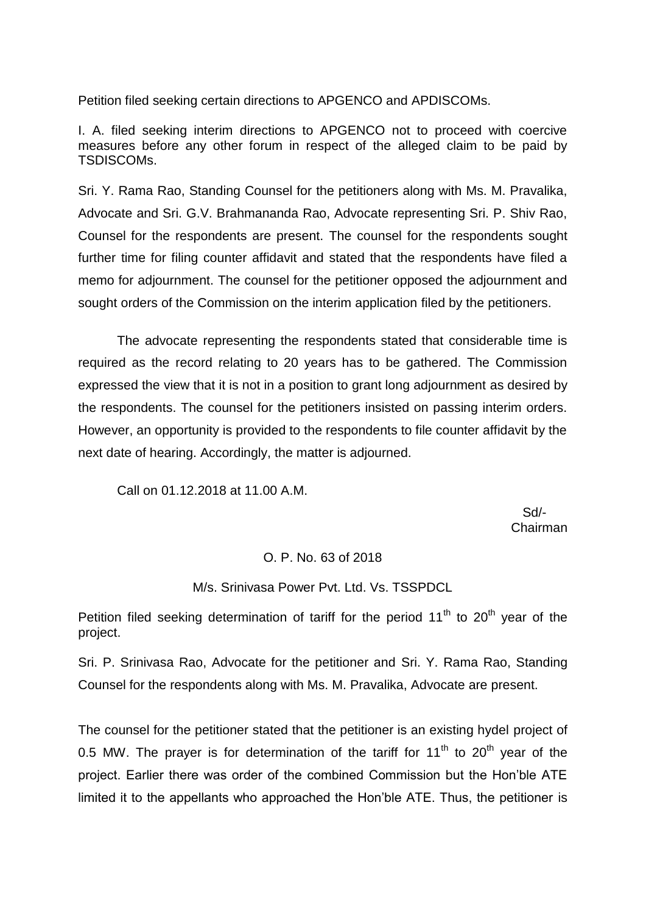Petition filed seeking certain directions to APGENCO and APDISCOMs.

I. A. filed seeking interim directions to APGENCO not to proceed with coercive measures before any other forum in respect of the alleged claim to be paid by TSDISCOMs.

Sri. Y. Rama Rao, Standing Counsel for the petitioners along with Ms. M. Pravalika, Advocate and Sri. G.V. Brahmananda Rao, Advocate representing Sri. P. Shiv Rao, Counsel for the respondents are present. The counsel for the respondents sought further time for filing counter affidavit and stated that the respondents have filed a memo for adjournment. The counsel for the petitioner opposed the adjournment and sought orders of the Commission on the interim application filed by the petitioners.

The advocate representing the respondents stated that considerable time is required as the record relating to 20 years has to be gathered. The Commission expressed the view that it is not in a position to grant long adjournment as desired by the respondents. The counsel for the petitioners insisted on passing interim orders. However, an opportunity is provided to the respondents to file counter affidavit by the next date of hearing. Accordingly, the matter is adjourned.

Call on 01.12.2018 at 11.00 A.M.

Sd/-
Chairman

O. P. No. 63 of 2018

M/s. Srinivasa Power Pvt. Ltd. Vs. TSSPDCL

Petition filed seeking determination of tariff for the period 11th to 20th year of the project.

Sri. P. Srinivasa Rao, Advocate for the petitioner and Sri. Y. Rama Rao, Standing Counsel for the respondents along with Ms. M. Pravalika, Advocate are present.

The counsel for the petitioner stated that the petitioner is an existing hydel project of 0.5 MW. The prayer is for determination of the tariff for 11th to 20th year of the project. Earlier there was order of the combined Commission but the Hon'ble ATE limited it to the appellants who approached the Hon'ble ATE. Thus, the petitioner is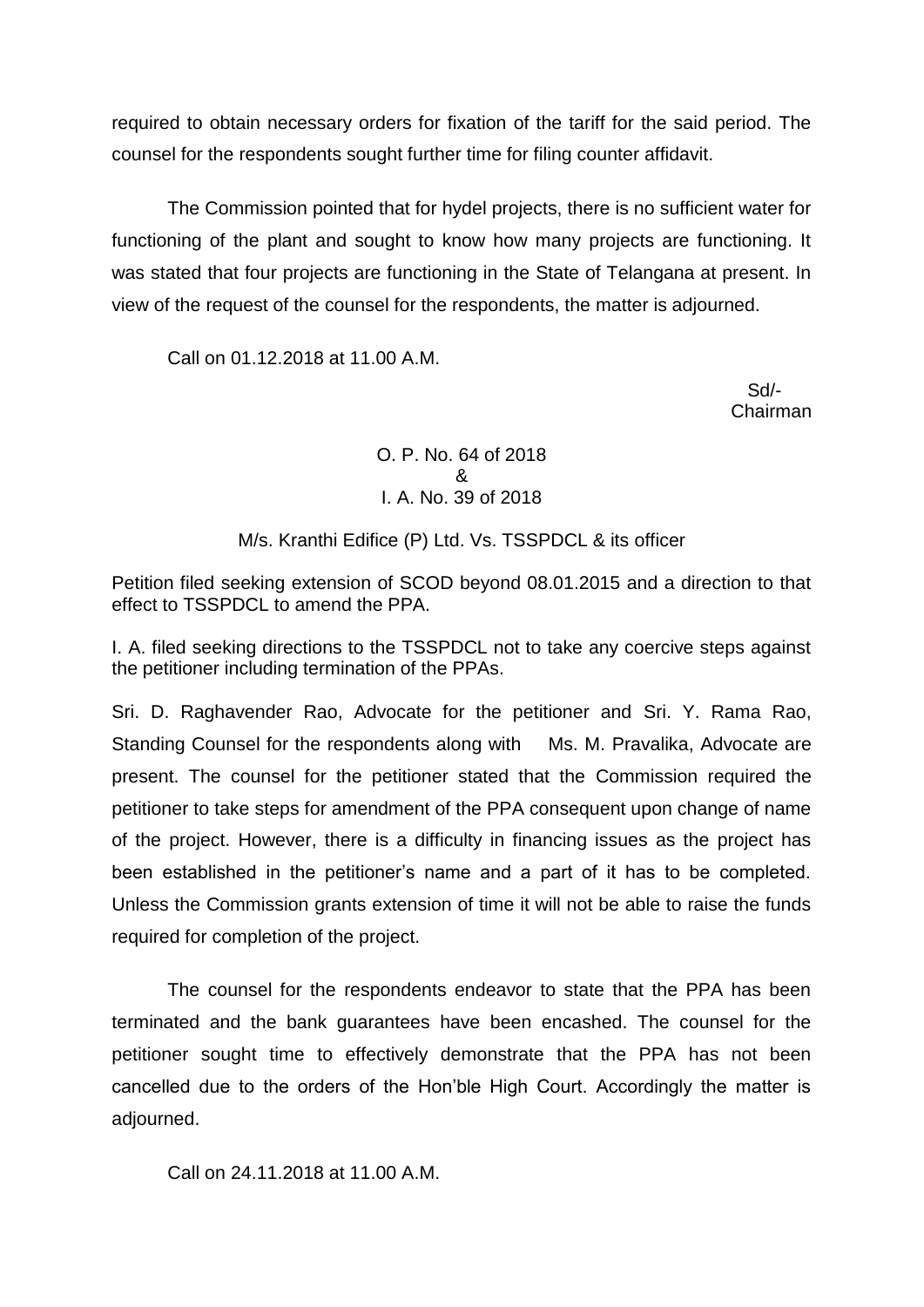required to obtain necessary orders for fixation of the tariff for the said period. The counsel for the respondents sought further time for filing counter affidavit.

The Commission pointed that for hydel projects, there is no sufficient water for functioning of the plant and sought to know how many projects are functioning. It was stated that four projects are functioning in the State of Telangana at present. In view of the request of the counsel for the respondents, the matter is adjourned.

Call on 01.12.2018 at 11.00 A.M.

Sd/-
Chairman

O. P. No. 64 of 2018
&
I. A. No. 39 of 2018

M/s. Kranthi Edifice (P) Ltd. Vs. TSSPDCL & its officer

Petition filed seeking extension of SCOD beyond 08.01.2015 and a direction to that effect to TSSPDCL to amend the PPA.

I. A. filed seeking directions to the TSSPDCL not to take any coercive steps against the petitioner including termination of the PPAs.

Sri. D. Raghavender Rao, Advocate for the petitioner and Sri. Y. Rama Rao, Standing Counsel for the respondents along with Ms. M. Pravalika, Advocate are present. The counsel for the petitioner stated that the Commission required the petitioner to take steps for amendment of the PPA consequent upon change of name of the project. However, there is a difficulty in financing issues as the project has been established in the petitioner's name and a part of it has to be completed. Unless the Commission grants extension of time it will not be able to raise the funds required for completion of the project.

The counsel for the respondents endeavor to state that the PPA has been terminated and the bank guarantees have been encashed. The counsel for the petitioner sought time to effectively demonstrate that the PPA has not been cancelled due to the orders of the Hon'ble High Court. Accordingly the matter is adjourned.

Call on 24.11.2018 at 11.00 A.M.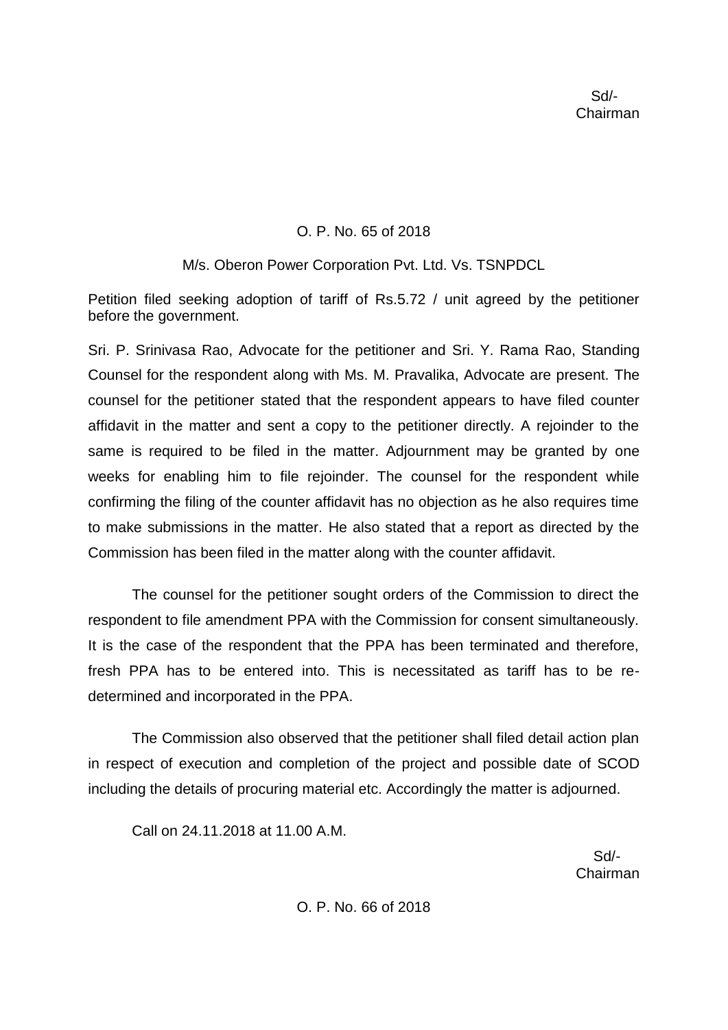Sd/-
Chairman

O. P. No. 65 of 2018

M/s. Oberon Power Corporation Pvt. Ltd. Vs. TSNPDCL

Petition filed seeking adoption of tariff of Rs.5.72 / unit agreed by the petitioner before the government.

Sri. P. Srinivasa Rao, Advocate for the petitioner and Sri. Y. Rama Rao, Standing Counsel for the respondent along with Ms. M. Pravalika, Advocate are present. The counsel for the petitioner stated that the respondent appears to have filed counter affidavit in the matter and sent a copy to the petitioner directly. A rejoinder to the same is required to be filed in the matter. Adjournment may be granted by one weeks for enabling him to file rejoinder. The counsel for the respondent while confirming the filing of the counter affidavit has no objection as he also requires time to make submissions in the matter. He also stated that a report as directed by the Commission has been filed in the matter along with the counter affidavit.

The counsel for the petitioner sought orders of the Commission to direct the respondent to file amendment PPA with the Commission for consent simultaneously. It is the case of the respondent that the PPA has been terminated and therefore, fresh PPA has to be entered into. This is necessitated as tariff has to be re-determined and incorporated in the PPA.

The Commission also observed that the petitioner shall filed detail action plan in respect of execution and completion of the project and possible date of SCOD including the details of procuring material etc. Accordingly the matter is adjourned.

Call on 24.11.2018 at 11.00 A.M.

Sd/-
Chairman

O. P. No. 66 of 2018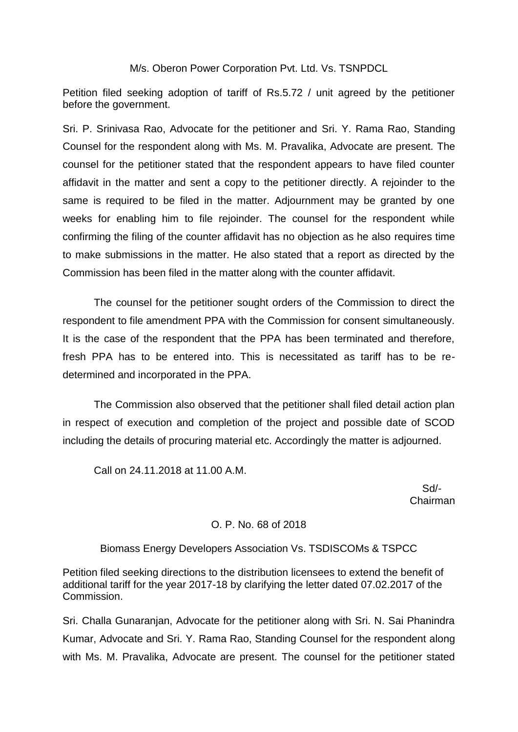M/s. Oberon Power Corporation Pvt. Ltd. Vs. TSNPDCL

Petition filed seeking adoption of tariff of Rs.5.72 / unit agreed by the petitioner before the government.

Sri. P. Srinivasa Rao, Advocate for the petitioner and Sri. Y. Rama Rao, Standing Counsel for the respondent along with Ms. M. Pravalika, Advocate are present. The counsel for the petitioner stated that the respondent appears to have filed counter affidavit in the matter and sent a copy to the petitioner directly. A rejoinder to the same is required to be filed in the matter. Adjournment may be granted by one weeks for enabling him to file rejoinder. The counsel for the respondent while confirming the filing of the counter affidavit has no objection as he also requires time to make submissions in the matter. He also stated that a report as directed by the Commission has been filed in the matter along with the counter affidavit.

The counsel for the petitioner sought orders of the Commission to direct the respondent to file amendment PPA with the Commission for consent simultaneously. It is the case of the respondent that the PPA has been terminated and therefore, fresh PPA has to be entered into. This is necessitated as tariff has to be re-determined and incorporated in the PPA.

The Commission also observed that the petitioner shall filed detail action plan in respect of execution and completion of the project and possible date of SCOD including the details of procuring material etc. Accordingly the matter is adjourned.

Call on 24.11.2018 at 11.00 A.M.

Sd/-
Chairman

O. P. No. 68 of 2018

Biomass Energy Developers Association Vs. TSDISCOMs & TSPCC

Petition filed seeking directions to the distribution licensees to extend the benefit of additional tariff for the year 2017-18 by clarifying the letter dated 07.02.2017 of the Commission.

Sri. Challa Gunaranjan, Advocate for the petitioner along with Sri. N. Sai Phanindra Kumar, Advocate and Sri. Y. Rama Rao, Standing Counsel for the respondent along with Ms. M. Pravalika, Advocate are present. The counsel for the petitioner stated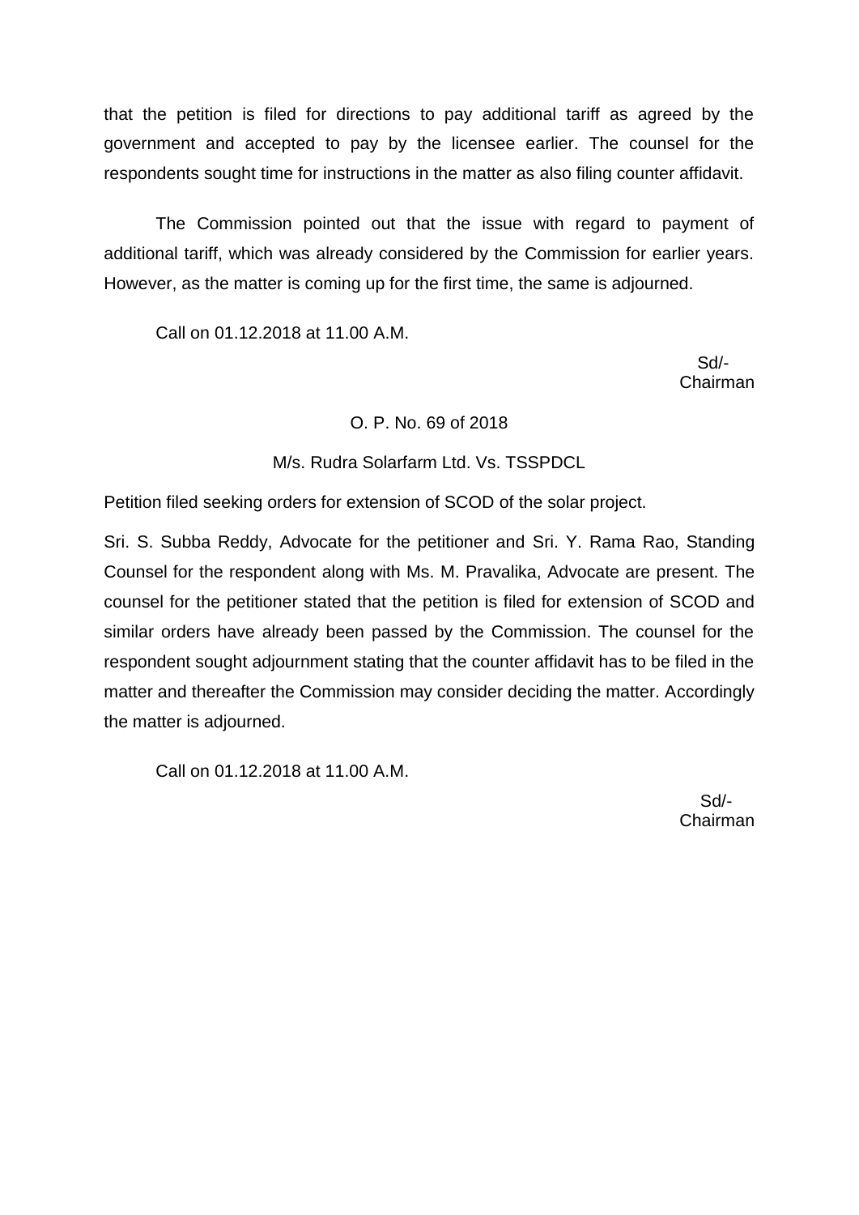that the petition is filed for directions to pay additional tariff as agreed by the government and accepted to pay by the licensee earlier. The counsel for the respondents sought time for instructions in the matter as also filing counter affidavit.

The Commission pointed out that the issue with regard to payment of additional tariff, which was already considered by the Commission for earlier years. However, as the matter is coming up for the first time, the same is adjourned.

Call on 01.12.2018 at 11.00 A.M.

Sd/-
Chairman

O. P. No. 69 of 2018

M/s. Rudra Solarfarm Ltd. Vs. TSSPDCL

Petition filed seeking orders for extension of SCOD of the solar project.

Sri. S. Subba Reddy, Advocate for the petitioner and Sri. Y. Rama Rao, Standing Counsel for the respondent along with Ms. M. Pravalika, Advocate are present. The counsel for the petitioner stated that the petition is filed for extension of SCOD and similar orders have already been passed by the Commission. The counsel for the respondent sought adjournment stating that the counter affidavit has to be filed in the matter and thereafter the Commission may consider deciding the matter. Accordingly the matter is adjourned.

Call on 01.12.2018 at 11.00 A.M.

Sd/-
Chairman